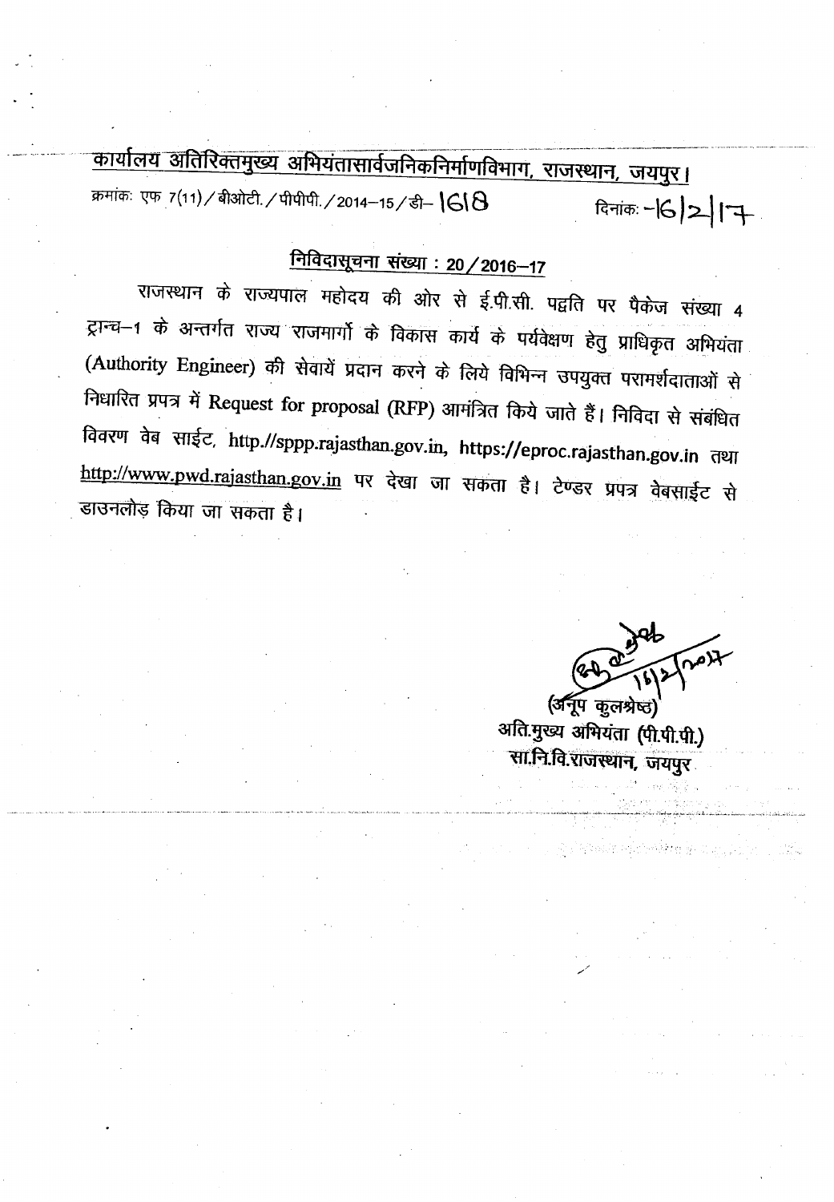# कार्यालय अतिरिक्तमुख्य अभियंतासार्वजनिकनिर्माणविभाग, राजस्थान, जयपुर।

क्रमांकः एफ 7(11)/बीओटी./पीपीपी./2014–15/डी– 1618 दिनांकः –16/2/17

## निविदासूचना संख्या : 20/2016–17

राजस्थान के राज्यपाल महोदय की ओर से ई.पी.सी. पद्वति पर पैकेज संख्या 4 ट्रान्च–1 के अन्तर्गत राज्य राजमार्गो के विकास कार्य के पर्यवेक्षण हेतु प्राधिकृत अभियंता (Authority Engineer) की सेवायें प्रदान करने के लिये विभिन्न उपयुक्त परामर्शदाताओं से निधारित प्रपत्र में Request for proposal (RFP) आमंत्रित किये जाते हैं। निविदा से संबंधित विवरण वेब साईट, http.//sppp.rajasthan.gov.in, https://eproc.rajasthan.gov.in तथा http://www.pwd.rajasthan.gov.in पर देखा जा सकता है। टेण्डर प्रपत्र वेबसाईट से डाउनलोड़ किया जा सकता है।

16/2/2017

(अनूप कुलश्रेष्ठ)
अति.मुख्य अभियंता (पी.पी.पी.)
सा.नि.वि.राजस्थान, जयपुर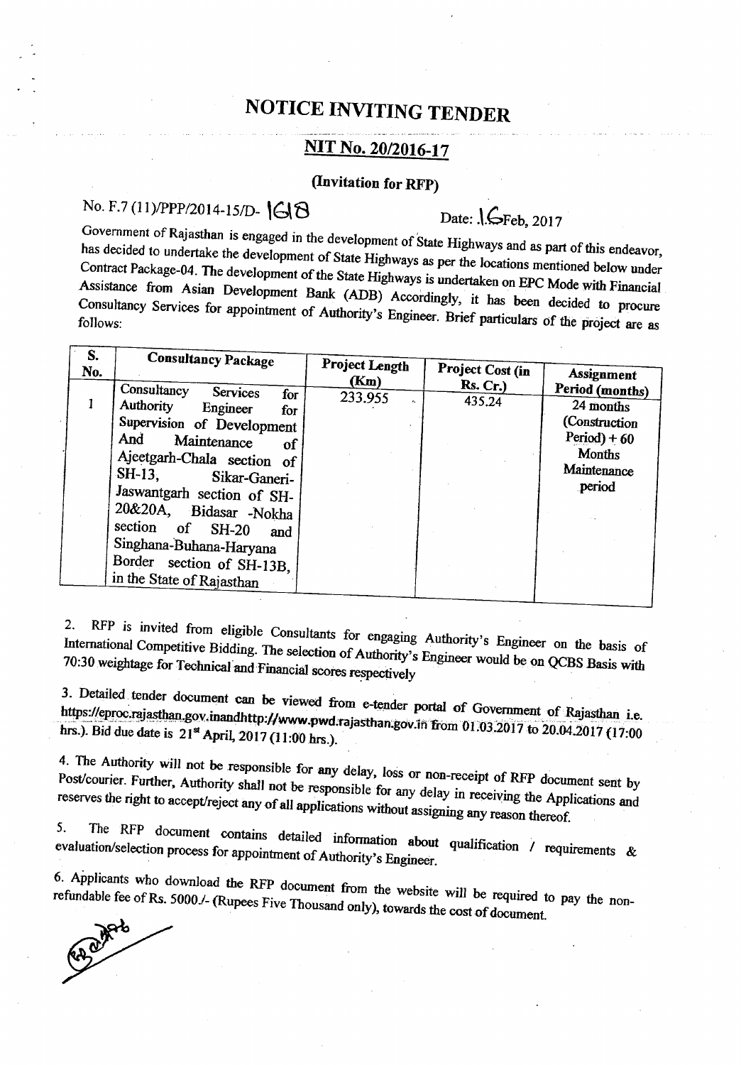# NOTICE INVITING TENDER

## NIT No. 20/2016-17

### (Invitation for RFP)

No. F.7 (11)/PPP/2014-15/D- 1618 Date: 16Feb, 2017

Government of Rajasthan is engaged in the development of State Highways and as part of this endeavor, has decided to undertake the development of State Highways as per the locations mentioned below under Contract Package-04. The development of the State Highways is undertaken on EPC Mode with Financial Assistance from Asian Development Bank (ADB) Accordingly, it has been decided to procure Consultancy Services for appointment of Authority's Engineer. Brief particulars of the project are as follows:

| S. No. | Consultancy Package | Project Length (Km) | Project Cost (in Rs. Cr.) | Assignment Period (months) |
|---|---|---|---|---|
| 1 | Consultancy Services for Authority Engineer for Supervision of Development And Maintenance of Ajeetgarh-Chala section of SH-13, Sikar-Ganeri-Jaswantgarh section of SH-20&20A, Bidasar -Nokha section of SH-20 and Singhana-Buhana-Haryana Border section of SH-13B, in the State of Rajasthan | 233.955 | 435.24 | 24 months (Construction Period) + 60 Months Maintenance period |

2. RFP is invited from eligible Consultants for engaging Authority's Engineer on the basis of International Competitive Bidding. The selection of Authority's Engineer would be on QCBS Basis with 70:30 weightage for Technical and Financial scores respectively

3. Detailed tender document can be viewed from e-tender portal of Government of Rajasthan i.e. https://eproc.rajasthan.gov.inandhttp://www.pwd.rajasthan.gov.in from 01.03.2017 to 20.04.2017 (17:00 hrs.). Bid due date is 21st April, 2017 (11:00 hrs.).

4. The Authority will not be responsible for any delay, loss or non-receipt of RFP document sent by Post/courier. Further, Authority shall not be responsible for any delay in receiving the Applications and reserves the right to accept/reject any of all applications without assigning any reason thereof.

5. The RFP document contains detailed information about qualification / requirements & evaluation/selection process for appointment of Authority's Engineer.

6. Applicants who download the RFP document from the website will be required to pay the non-refundable fee of Rs. 5000./- (Rupees Five Thousand only), towards the cost of document.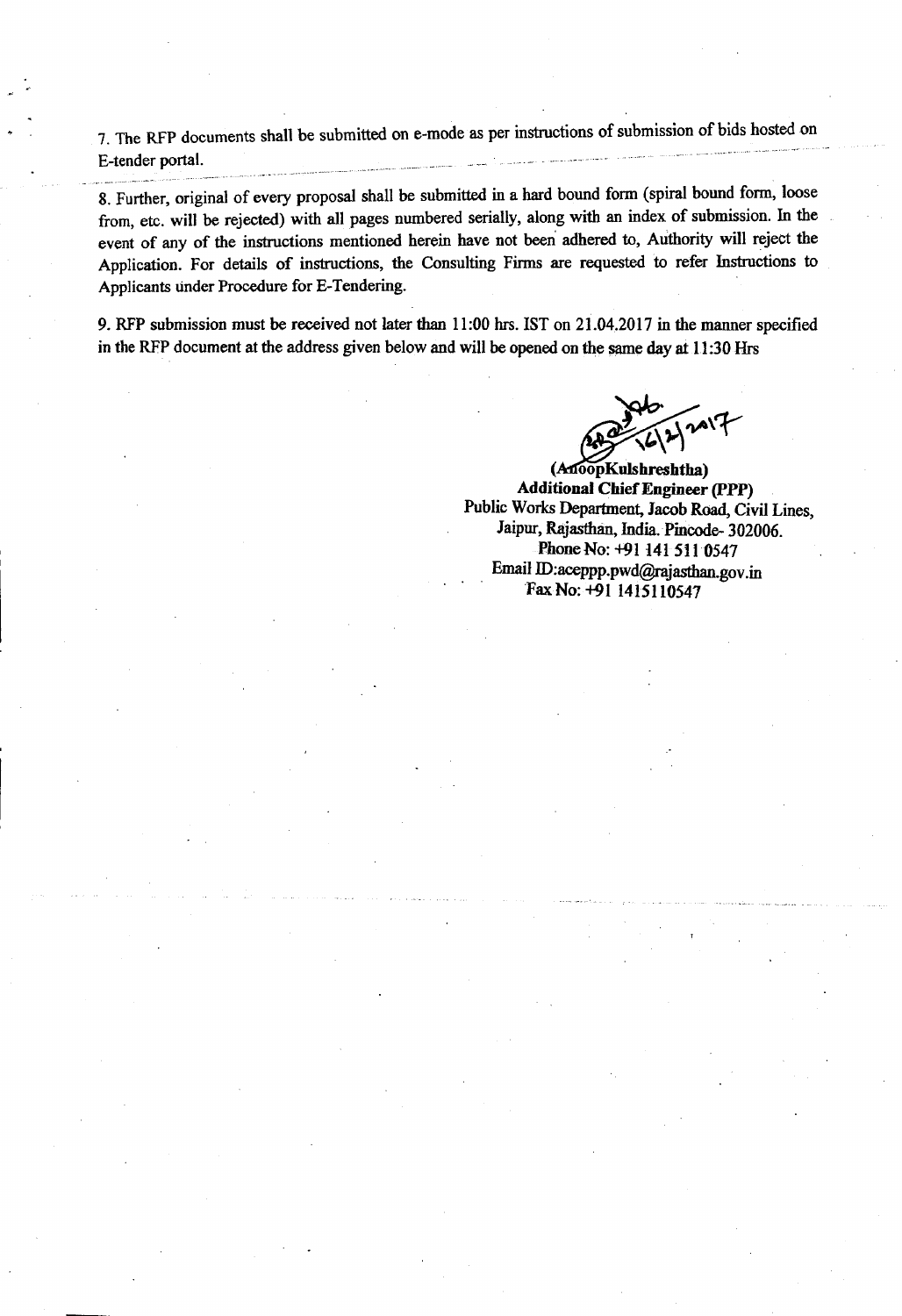7. The RFP documents shall be submitted on e-mode as per instructions of submission of bids hosted on E-tender portal.

8. Further, original of every proposal shall be submitted in a hard bound form (spiral bound form, loose from, etc. will be rejected) with all pages numbered serially, along with an index of submission. In the event of any of the instructions mentioned herein have not been adhered to, Authority will reject the Application. For details of instructions, the Consulting Firms are requested to refer Instructions to Applicants under Procedure for E-Tendering.

9. RFP submission must be received not later than 11:00 hrs. IST on 21.04.2017 in the manner specified in the RFP document at the address given below and will be opened on the same day at 11:30 Hrs

16/2/2017

**(AnoopKulshreshtha)**
**Additional Chief Engineer (PPP)**
Public Works Department, Jacob Road, Civil Lines,
Jaipur, Rajasthan, India. Pincode- 302006.
Phone No: +91 141 511 0547
Email ID:aceppp.pwd@rajasthan.gov.in
Fax No: +91 1415110547